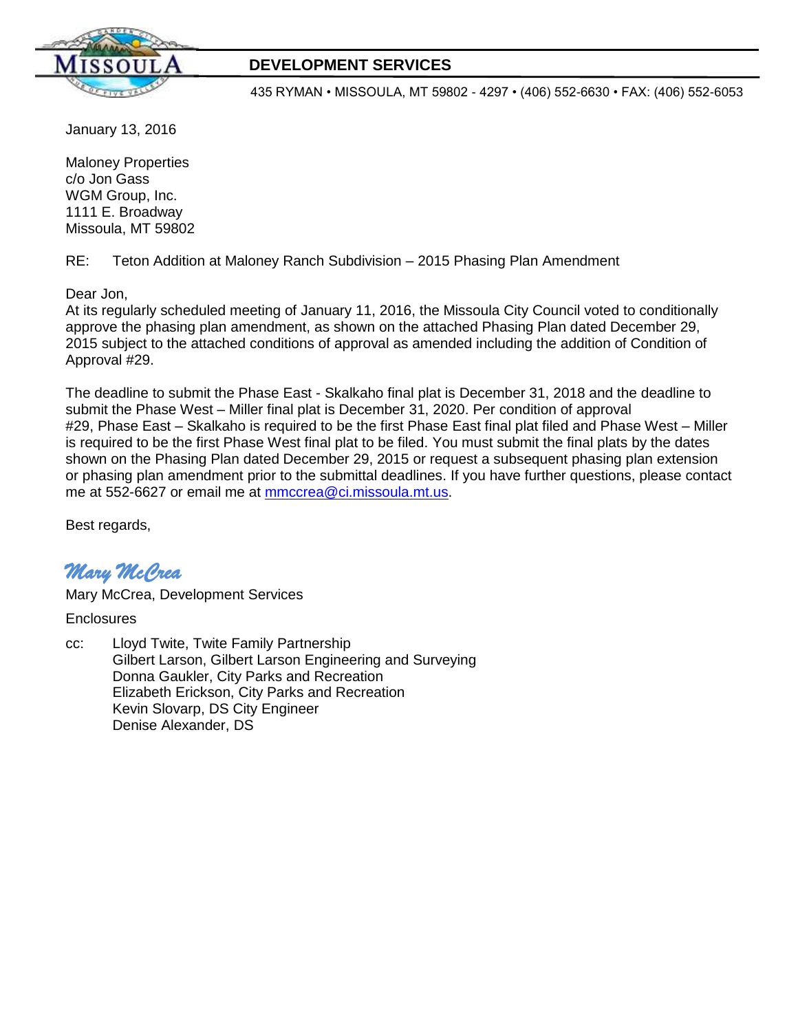**DEVELOPMENT SERVICES**

435 RYMAN • MISSOULA, MT 59802 - 4297 • (406) 552-6630 • FAX: (406) 552-6053

January 13, 2016

Maloney Properties
c/o Jon Gass
WGM Group, Inc.
1111 E. Broadway
Missoula, MT 59802

RE: Teton Addition at Maloney Ranch Subdivision – 2015 Phasing Plan Amendment

Dear Jon,
At its regularly scheduled meeting of January 11, 2016, the Missoula City Council voted to conditionally approve the phasing plan amendment, as shown on the attached Phasing Plan dated December 29, 2015 subject to the attached conditions of approval as amended including the addition of Condition of Approval #29.

The deadline to submit the Phase East - Skalkaho final plat is December 31, 2018 and the deadline to submit the Phase West – Miller final plat is December 31, 2020. Per condition of approval #29, Phase East – Skalkaho is required to be the first Phase East final plat filed and Phase West – Miller is required to be the first Phase West final plat to be filed. You must submit the final plats by the dates shown on the Phasing Plan dated December 29, 2015 or request a subsequent phasing plan extension or phasing plan amendment prior to the submittal deadlines. If you have further questions, please contact me at 552-6627 or email me at mmccrea@ci.missoula.mt.us.

Best regards,

*Mary McCrea*

Mary McCrea, Development Services

Enclosures

cc: Lloyd Twite, Twite Family Partnership
Gilbert Larson, Gilbert Larson Engineering and Surveying
Donna Gaukler, City Parks and Recreation
Elizabeth Erickson, City Parks and Recreation
Kevin Slovarp, DS City Engineer
Denise Alexander, DS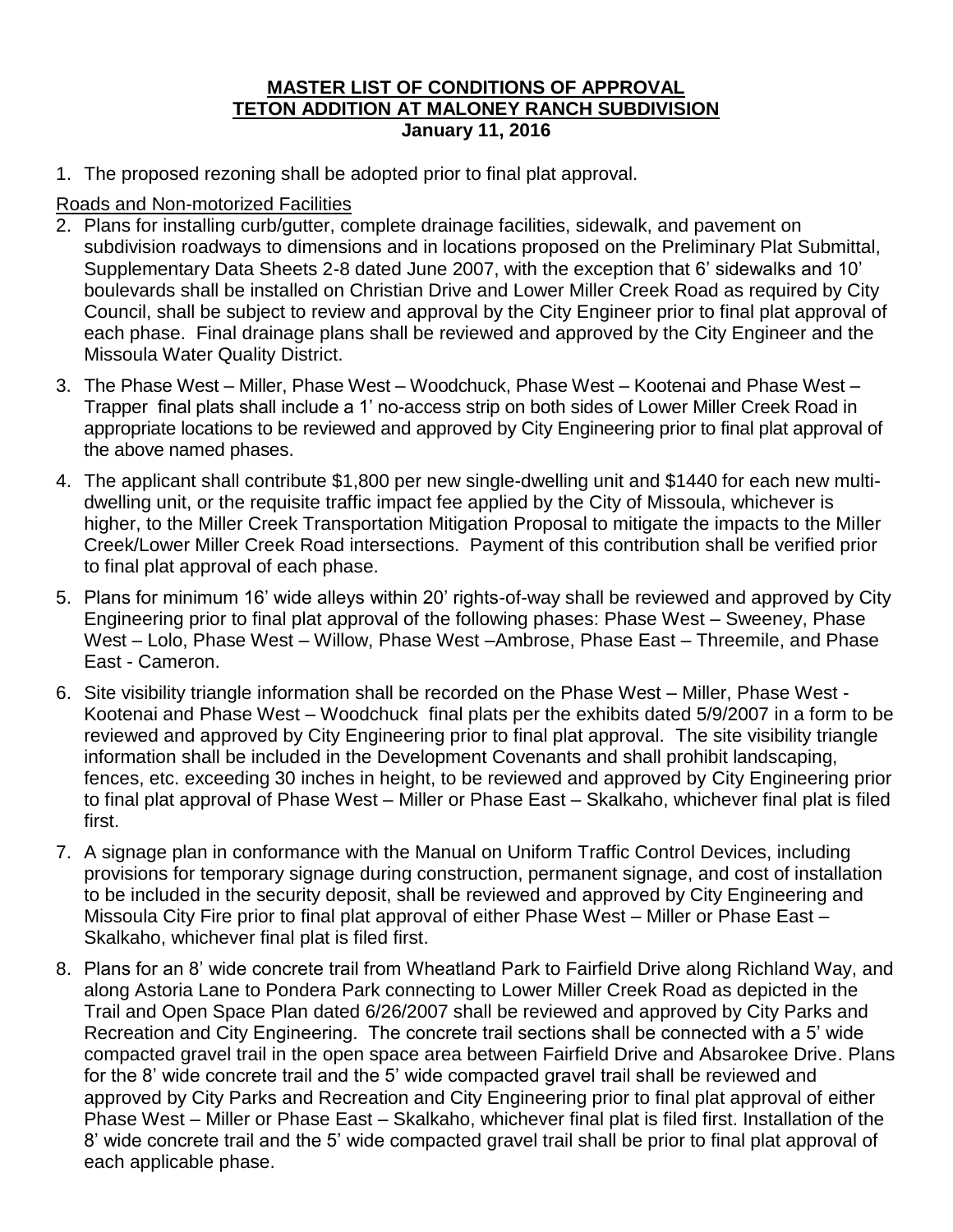**MASTER LIST OF CONDITIONS OF APPROVAL**
**TETON ADDITION AT MALONEY RANCH SUBDIVISION**
**January 11, 2016**

1. The proposed rezoning shall be adopted prior to final plat approval.

Roads and Non-motorized Facilities

2. Plans for installing curb/gutter, complete drainage facilities, sidewalk, and pavement on subdivision roadways to dimensions and in locations proposed on the Preliminary Plat Submittal, Supplementary Data Sheets 2-8 dated June 2007, with the exception that 6' sidewalks and 10' boulevards shall be installed on Christian Drive and Lower Miller Creek Road as required by City Council, shall be subject to review and approval by the City Engineer prior to final plat approval of each phase. Final drainage plans shall be reviewed and approved by the City Engineer and the Missoula Water Quality District.
3. The Phase West – Miller, Phase West – Woodchuck, Phase West – Kootenai and Phase West – Trapper final plats shall include a 1' no-access strip on both sides of Lower Miller Creek Road in appropriate locations to be reviewed and approved by City Engineering prior to final plat approval of the above named phases.
4. The applicant shall contribute $1,800 per new single-dwelling unit and $1440 for each new multi-dwelling unit, or the requisite traffic impact fee applied by the City of Missoula, whichever is higher, to the Miller Creek Transportation Mitigation Proposal to mitigate the impacts to the Miller Creek/Lower Miller Creek Road intersections. Payment of this contribution shall be verified prior to final plat approval of each phase.
5. Plans for minimum 16' wide alleys within 20' rights-of-way shall be reviewed and approved by City Engineering prior to final plat approval of the following phases: Phase West – Sweeney, Phase West – Lolo, Phase West – Willow, Phase West –Ambrose, Phase East – Threemile, and Phase East - Cameron.
6. Site visibility triangle information shall be recorded on the Phase West – Miller, Phase West - Kootenai and Phase West – Woodchuck final plats per the exhibits dated 5/9/2007 in a form to be reviewed and approved by City Engineering prior to final plat approval. The site visibility triangle information shall be included in the Development Covenants and shall prohibit landscaping, fences, etc. exceeding 30 inches in height, to be reviewed and approved by City Engineering prior to final plat approval of Phase West – Miller or Phase East – Skalkaho, whichever final plat is filed first.
7. A signage plan in conformance with the Manual on Uniform Traffic Control Devices, including provisions for temporary signage during construction, permanent signage, and cost of installation to be included in the security deposit, shall be reviewed and approved by City Engineering and Missoula City Fire prior to final plat approval of either Phase West – Miller or Phase East – Skalkaho, whichever final plat is filed first.
8. Plans for an 8' wide concrete trail from Wheatland Park to Fairfield Drive along Richland Way, and along Astoria Lane to Pondera Park connecting to Lower Miller Creek Road as depicted in the Trail and Open Space Plan dated 6/26/2007 shall be reviewed and approved by City Parks and Recreation and City Engineering. The concrete trail sections shall be connected with a 5' wide compacted gravel trail in the open space area between Fairfield Drive and Absarokee Drive. Plans for the 8' wide concrete trail and the 5' wide compacted gravel trail shall be reviewed and approved by City Parks and Recreation and City Engineering prior to final plat approval of either Phase West – Miller or Phase East – Skalkaho, whichever final plat is filed first. Installation of the 8' wide concrete trail and the 5' wide compacted gravel trail shall be prior to final plat approval of each applicable phase.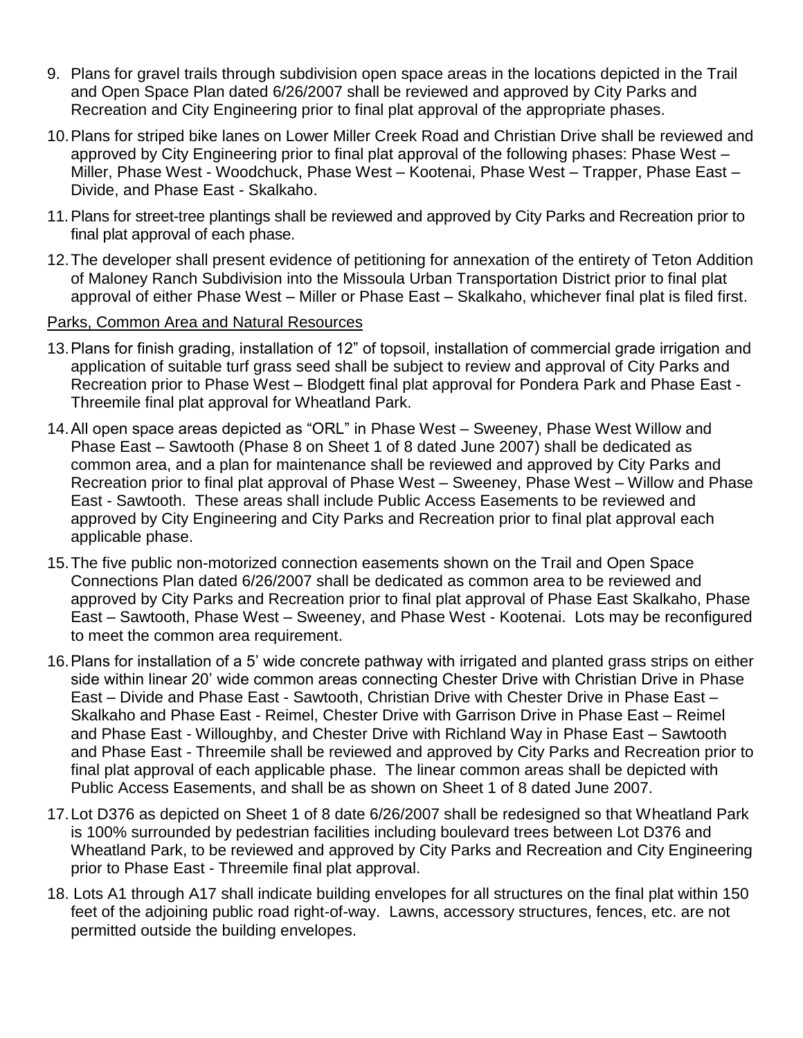9. Plans for gravel trails through subdivision open space areas in the locations depicted in the Trail and Open Space Plan dated 6/26/2007 shall be reviewed and approved by City Parks and Recreation and City Engineering prior to final plat approval of the appropriate phases.

10. Plans for striped bike lanes on Lower Miller Creek Road and Christian Drive shall be reviewed and approved by City Engineering prior to final plat approval of the following phases: Phase West – Miller, Phase West - Woodchuck, Phase West – Kootenai, Phase West – Trapper, Phase East – Divide, and Phase East - Skalkaho.

11. Plans for street-tree plantings shall be reviewed and approved by City Parks and Recreation prior to final plat approval of each phase.

12. The developer shall present evidence of petitioning for annexation of the entirety of Teton Addition of Maloney Ranch Subdivision into the Missoula Urban Transportation District prior to final plat approval of either Phase West – Miller or Phase East – Skalkaho, whichever final plat is filed first.

<u>Parks, Common Area and Natural Resources</u>

13. Plans for finish grading, installation of 12" of topsoil, installation of commercial grade irrigation and application of suitable turf grass seed shall be subject to review and approval of City Parks and Recreation prior to Phase West – Blodgett final plat approval for Pondera Park and Phase East - Threemile final plat approval for Wheatland Park.

14. All open space areas depicted as "ORL" in Phase West – Sweeney, Phase West Willow and Phase East – Sawtooth (Phase 8 on Sheet 1 of 8 dated June 2007) shall be dedicated as common area, and a plan for maintenance shall be reviewed and approved by City Parks and Recreation prior to final plat approval of Phase West – Sweeney, Phase West – Willow and Phase East - Sawtooth. These areas shall include Public Access Easements to be reviewed and approved by City Engineering and City Parks and Recreation prior to final plat approval each applicable phase.

15. The five public non-motorized connection easements shown on the Trail and Open Space Connections Plan dated 6/26/2007 shall be dedicated as common area to be reviewed and approved by City Parks and Recreation prior to final plat approval of Phase East Skalkaho, Phase East – Sawtooth, Phase West – Sweeney, and Phase West - Kootenai. Lots may be reconfigured to meet the common area requirement.

16. Plans for installation of a 5' wide concrete pathway with irrigated and planted grass strips on either side within linear 20' wide common areas connecting Chester Drive with Christian Drive in Phase East – Divide and Phase East - Sawtooth, Christian Drive with Chester Drive in Phase East – Skalkaho and Phase East - Reimel, Chester Drive with Garrison Drive in Phase East – Reimel and Phase East - Willoughby, and Chester Drive with Richland Way in Phase East – Sawtooth and Phase East - Threemile shall be reviewed and approved by City Parks and Recreation prior to final plat approval of each applicable phase. The linear common areas shall be depicted with Public Access Easements, and shall be as shown on Sheet 1 of 8 dated June 2007.

17. Lot D376 as depicted on Sheet 1 of 8 date 6/26/2007 shall be redesigned so that Wheatland Park is 100% surrounded by pedestrian facilities including boulevard trees between Lot D376 and Wheatland Park, to be reviewed and approved by City Parks and Recreation and City Engineering prior to Phase East - Threemile final plat approval.

18. Lots A1 through A17 shall indicate building envelopes for all structures on the final plat within 150 feet of the adjoining public road right-of-way. Lawns, accessory structures, fences, etc. are not permitted outside the building envelopes.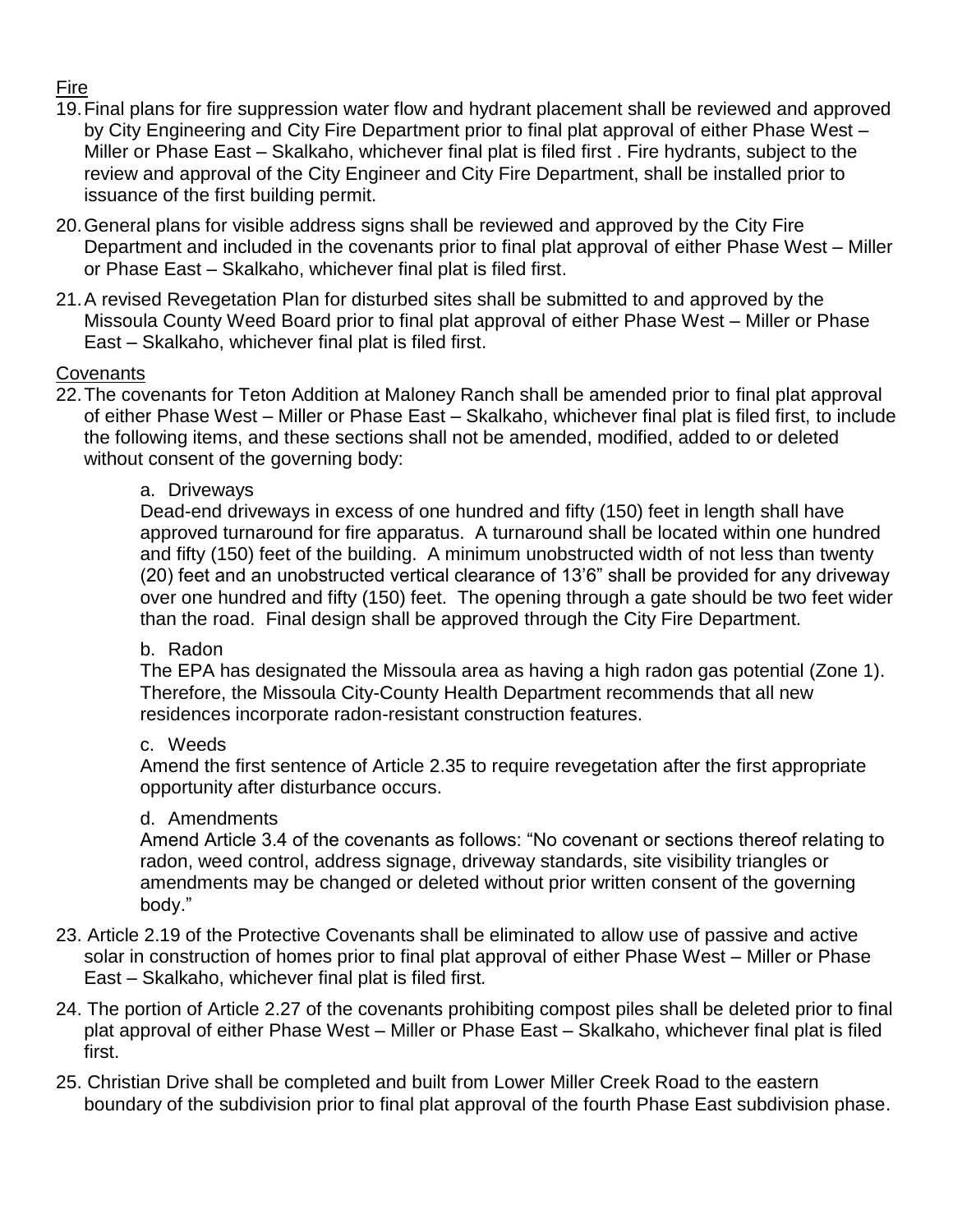Fire

19. Final plans for fire suppression water flow and hydrant placement shall be reviewed and approved by City Engineering and City Fire Department prior to final plat approval of either Phase West – Miller or Phase East – Skalkaho, whichever final plat is filed first . Fire hydrants, subject to the review and approval of the City Engineer and City Fire Department, shall be installed prior to issuance of the first building permit.
20. General plans for visible address signs shall be reviewed and approved by the City Fire Department and included in the covenants prior to final plat approval of either Phase West – Miller or Phase East – Skalkaho, whichever final plat is filed first.
21. A revised Revegetation Plan for disturbed sites shall be submitted to and approved by the Missoula County Weed Board prior to final plat approval of either Phase West – Miller or Phase East – Skalkaho, whichever final plat is filed first.

Covenants

22. The covenants for Teton Addition at Maloney Ranch shall be amended prior to final plat approval of either Phase West – Miller or Phase East – Skalkaho, whichever final plat is filed first, to include the following items, and these sections shall not be amended, modified, added to or deleted without consent of the governing body:

    a. Driveways
    Dead-end driveways in excess of one hundred and fifty (150) feet in length shall have approved turnaround for fire apparatus. A turnaround shall be located within one hundred and fifty (150) feet of the building. A minimum unobstructed width of not less than twenty (20) feet and an unobstructed vertical clearance of 13'6" shall be provided for any driveway over one hundred and fifty (150) feet. The opening through a gate should be two feet wider than the road. Final design shall be approved through the City Fire Department.

    b. Radon
    The EPA has designated the Missoula area as having a high radon gas potential (Zone 1). Therefore, the Missoula City-County Health Department recommends that all new residences incorporate radon-resistant construction features.

    c. Weeds
    Amend the first sentence of Article 2.35 to require revegetation after the first appropriate opportunity after disturbance occurs.

    d. Amendments
    Amend Article 3.4 of the covenants as follows: "No covenant or sections thereof relating to radon, weed control, address signage, driveway standards, site visibility triangles or amendments may be changed or deleted without prior written consent of the governing body."

23. Article 2.19 of the Protective Covenants shall be eliminated to allow use of passive and active solar in construction of homes prior to final plat approval of either Phase West – Miller or Phase East – Skalkaho, whichever final plat is filed first.
24. The portion of Article 2.27 of the covenants prohibiting compost piles shall be deleted prior to final plat approval of either Phase West – Miller or Phase East – Skalkaho, whichever final plat is filed first.
25. Christian Drive shall be completed and built from Lower Miller Creek Road to the eastern boundary of the subdivision prior to final plat approval of the fourth Phase East subdivision phase.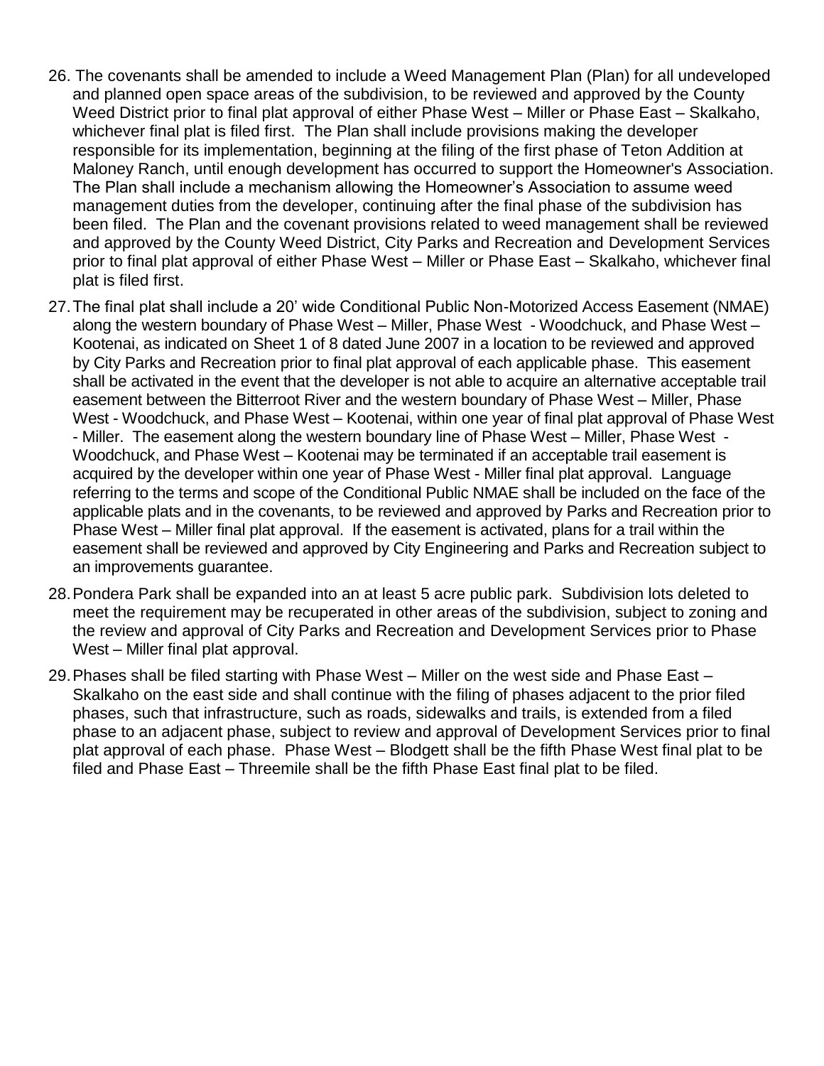26. The covenants shall be amended to include a Weed Management Plan (Plan) for all undeveloped and planned open space areas of the subdivision, to be reviewed and approved by the County Weed District prior to final plat approval of either Phase West – Miller or Phase East – Skalkaho, whichever final plat is filed first. The Plan shall include provisions making the developer responsible for its implementation, beginning at the filing of the first phase of Teton Addition at Maloney Ranch, until enough development has occurred to support the Homeowner's Association. The Plan shall include a mechanism allowing the Homeowner's Association to assume weed management duties from the developer, continuing after the final phase of the subdivision has been filed. The Plan and the covenant provisions related to weed management shall be reviewed and approved by the County Weed District, City Parks and Recreation and Development Services prior to final plat approval of either Phase West – Miller or Phase East – Skalkaho, whichever final plat is filed first.

27. The final plat shall include a 20' wide Conditional Public Non-Motorized Access Easement (NMAE) along the western boundary of Phase West – Miller, Phase West - Woodchuck, and Phase West – Kootenai, as indicated on Sheet 1 of 8 dated June 2007 in a location to be reviewed and approved by City Parks and Recreation prior to final plat approval of each applicable phase. This easement shall be activated in the event that the developer is not able to acquire an alternative acceptable trail easement between the Bitterroot River and the western boundary of Phase West – Miller, Phase West - Woodchuck, and Phase West – Kootenai, within one year of final plat approval of Phase West - Miller. The easement along the western boundary line of Phase West – Miller, Phase West - Woodchuck, and Phase West – Kootenai may be terminated if an acceptable trail easement is acquired by the developer within one year of Phase West - Miller final plat approval. Language referring to the terms and scope of the Conditional Public NMAE shall be included on the face of the applicable plats and in the covenants, to be reviewed and approved by Parks and Recreation prior to Phase West – Miller final plat approval. If the easement is activated, plans for a trail within the easement shall be reviewed and approved by City Engineering and Parks and Recreation subject to an improvements guarantee.

28. Pondera Park shall be expanded into an at least 5 acre public park. Subdivision lots deleted to meet the requirement may be recuperated in other areas of the subdivision, subject to zoning and the review and approval of City Parks and Recreation and Development Services prior to Phase West – Miller final plat approval.

29. Phases shall be filed starting with Phase West – Miller on the west side and Phase East – Skalkaho on the east side and shall continue with the filing of phases adjacent to the prior filed phases, such that infrastructure, such as roads, sidewalks and trails, is extended from a filed phase to an adjacent phase, subject to review and approval of Development Services prior to final plat approval of each phase. Phase West – Blodgett shall be the fifth Phase West final plat to be filed and Phase East – Threemile shall be the fifth Phase East final plat to be filed.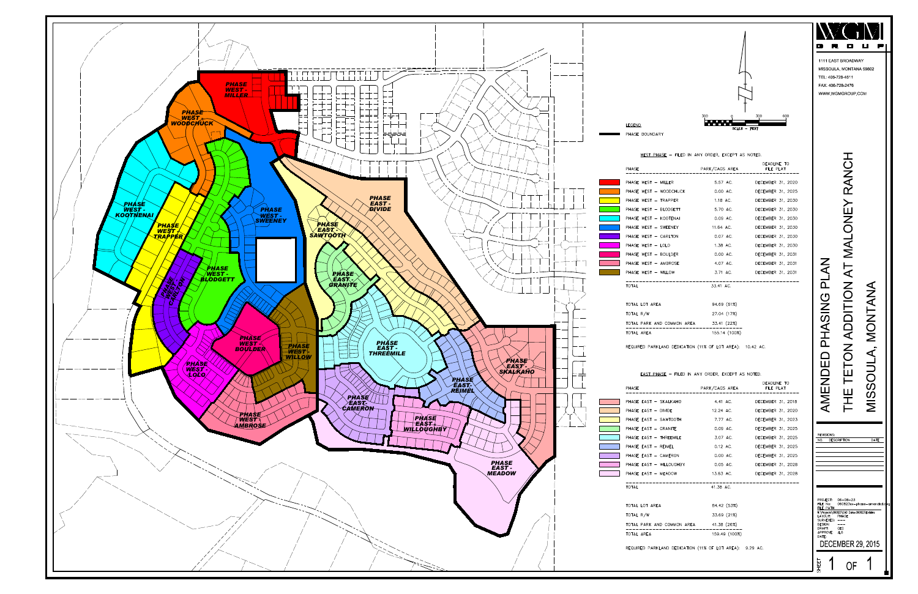# AMENDED PHASING PLAN

## THE TETON ADDITION AT MALONEY RANCH

## MISSOULA, MONTANA

**LEGEND**

PHASE BOUNDARY

SCALE – FEET: 300, 0, 300, 600

**WEST PHASE – FILED IN ANY ORDER, EXCEPT AS NOTED.**

| PHASE | PARK/CAGS AREA | DEADLINE TO FILE PLAT |
|---|---|---|
| PHASE WEST – MILLER | 5.57 AC. | DECEMBER 31, 2020 |
| PHASE WEST – WOODCHUCK | 0.00 AC. | DECEMBER 31, 2025 |
| PHASE WEST – TRAPPER | 1.18 AC. | DECEMBER 31, 2030 |
| PHASE WEST – BLODGETT | 5.70 AC. | DECEMBER 31, 2030 |
| PHASE WEST – KOOTENAI | 0.09 AC. | DECEMBER 31, 2030 |
| PHASE WEST – SWEENEY | 11.64 AC. | DECEMBER 31, 2030 |
| PHASE WEST – CARLTON | 0.07 AC. | DECEMBER 31, 2030 |
| PHASE WEST – LOLO | 1.38 AC. | DECEMBER 31, 2030 |
| PHASE WEST – BOULDER | 0.00 AC. | DECEMBER 31, 2031 |
| PHASE WEST – AMBROSE | 4.07 AC. | DECEMBER 31, 2031 |
| PHASE WEST – WILLOW | 3.71 AC. | DECEMBER 31, 2031 |
| TOTAL | 33.41 AC. | |

| | |
|---|---|
| TOTAL LOT AREA | 94.69 (61%) |
| TOTAL R/W | 27.04 (17%) |
| TOTAL PARK AND COMMON AREA | 33.41 (22%) |
| TOTAL AREA | 155.14 (100%) |

REQUIRED PARKLAND DEDICATION (11% OF LOT AREA): 10.42 AC.

**EAST PHASE – FILED IN ANY ORDER, EXCEPT AS NOTED.**

| PHASE | PARK/CAGS AREA | DEADLINE TO FILE PLAT |
|---|---|---|
| PHASE EAST – SKALKAHO | 4.41 AC. | DECEMBER 31, 2018 |
| PHASE EAST – DIVIDE | 12.24 AC. | DECEMBER 31, 2020 |
| PHASE EAST – SAWTOOTH | 7.77 AC. | DECEMBER 31, 2023 |
| PHASE EAST – GRANITE | 0.06 AC. | DECEMBER 31, 2025 |
| PHASE EAST – THREEMILE | 3.07 AC. | DECEMBER 31, 2025 |
| PHASE EAST – REIMEL | 0.12 AC. | DECEMBER 31, 2025 |
| PHASE EAST – CAMERON | 0.00 AC. | DECEMBER 31, 2025 |
| PHASE EAST – WILLOUGHBY | 0.05 AC. | DECEMBER 31, 2028 |
| PHASE EAST – MEADOW | 13.63 AC. | DECEMBER 31, 2028 |
| TOTAL | 41.38 AC. | |

| | |
|---|---|
| TOTAL LOT AREA | 84.42 (53%) |
| TOTAL R/W | 33.69 (21%) |
| TOTAL PARK AND COMMON AREA | 41.38 (26%) |
| TOTAL AREA | 159.49 (100%) |

REQUIRED PARKLAND DEDICATION (11% OF LOT AREA): 9.29 AC.

Map labels: PHASE WEST - MILLER; PHASE WEST - WOODCHUCK; PHASE WEST - KOOTENAI; PHASE WEST - TRAPPER; PHASE WEST - SWEENEY; PHASE WEST - BLODGETT; PHASE WEST - CARLTON; PHASE WEST - BOULDER; PHASE WEST - WILLOW; PHASE WEST - LOLO; PHASE WEST - AMBROSE; PHASE EAST - DIVIDE; PHASE EAST - SAWTOOTH; PHASE EAST - GRANITE; PHASE EAST - THREEMILE; PHASE EAST - SKALKAHO; PHASE EAST - REIMEL; PHASE EAST - CAMERON; PHASE EAST - WILLOUGHBY; PHASE EAST - MEADOW

**WGM GROUP**

1111 EAST BROADWAY
MISSOULA, MONTANA 59802
TEL: 406-728-4611
FAX: 406-728-2476
WWW.WGMGROUP.COM

| REVISIONS: | | |
|---|---|---|
| NO. | DESCRIPTION | DATE |

PROJECT: 06–09–23
FILE No: 060923tas–phase–amended.dwg
FILE PATH: W:\Projects\060923\CAD Data\060923plattables
LAYOUT: PHASE
SURVEYED: ---
DESIGN: ---
DRAFT: DES
APPROVE: JLG
DATE:

DECEMBER 29, 2015

SHEET 1 OF 1